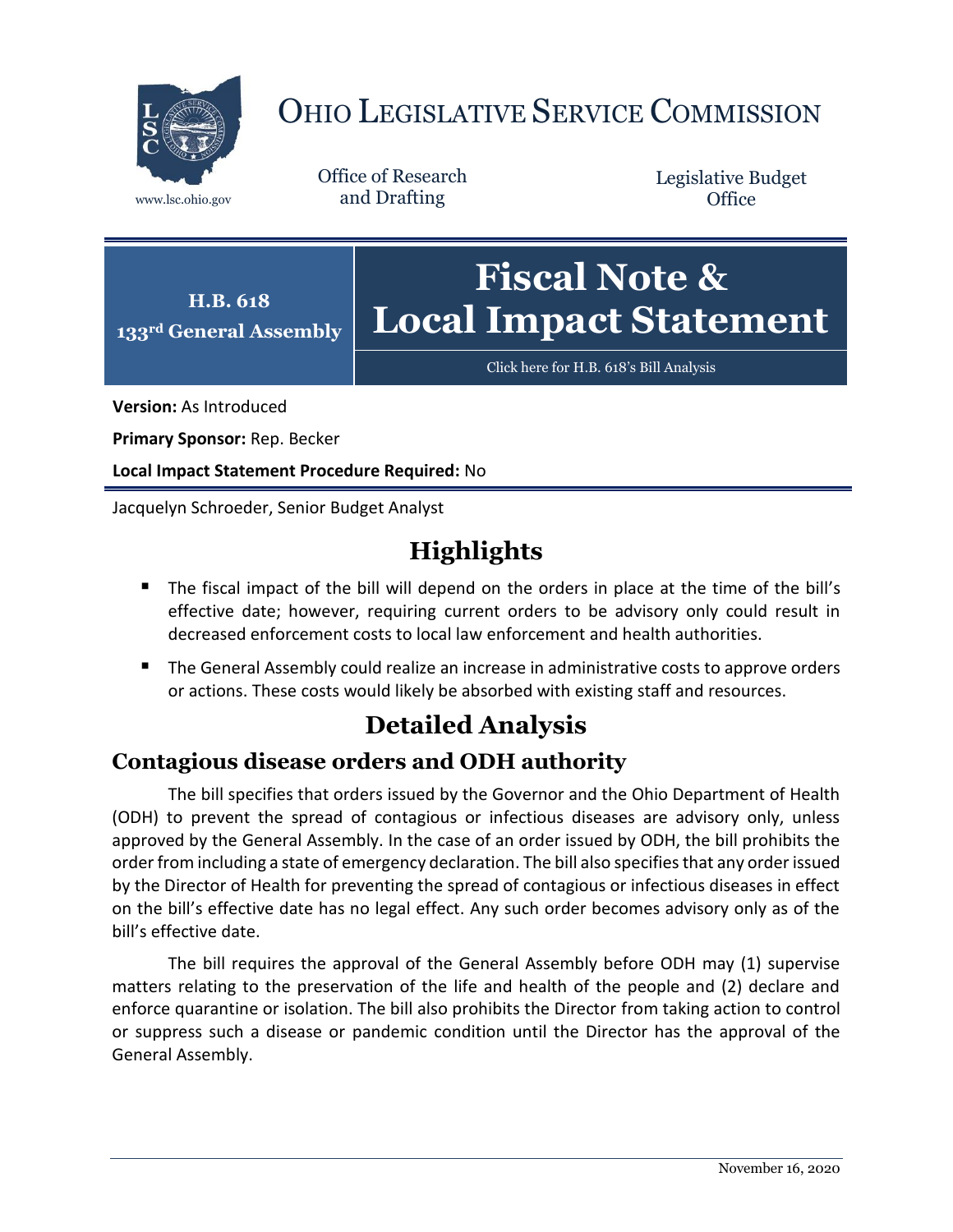# Ohio Legislative Service Commission

www.lsc.ohio.gov

Office of Research and Drafting

Legislative Budget Office

**H.B. 618**
**133rd General Assembly**

# Fiscal Note & Local Impact Statement

Click here for H.B. 618's Bill Analysis

**Version:** As Introduced

**Primary Sponsor:** Rep. Becker

**Local Impact Statement Procedure Required:** No

Jacquelyn Schroeder, Senior Budget Analyst

## Highlights

- The fiscal impact of the bill will depend on the orders in place at the time of the bill's effective date; however, requiring current orders to be advisory only could result in decreased enforcement costs to local law enforcement and health authorities.
- The General Assembly could realize an increase in administrative costs to approve orders or actions. These costs would likely be absorbed with existing staff and resources.

## Detailed Analysis

### Contagious disease orders and ODH authority

The bill specifies that orders issued by the Governor and the Ohio Department of Health (ODH) to prevent the spread of contagious or infectious diseases are advisory only, unless approved by the General Assembly. In the case of an order issued by ODH, the bill prohibits the order from including a state of emergency declaration. The bill also specifies that any order issued by the Director of Health for preventing the spread of contagious or infectious diseases in effect on the bill's effective date has no legal effect. Any such order becomes advisory only as of the bill's effective date.

The bill requires the approval of the General Assembly before ODH may (1) supervise matters relating to the preservation of the life and health of the people and (2) declare and enforce quarantine or isolation. The bill also prohibits the Director from taking action to control or suppress such a disease or pandemic condition until the Director has the approval of the General Assembly.

November 16, 2020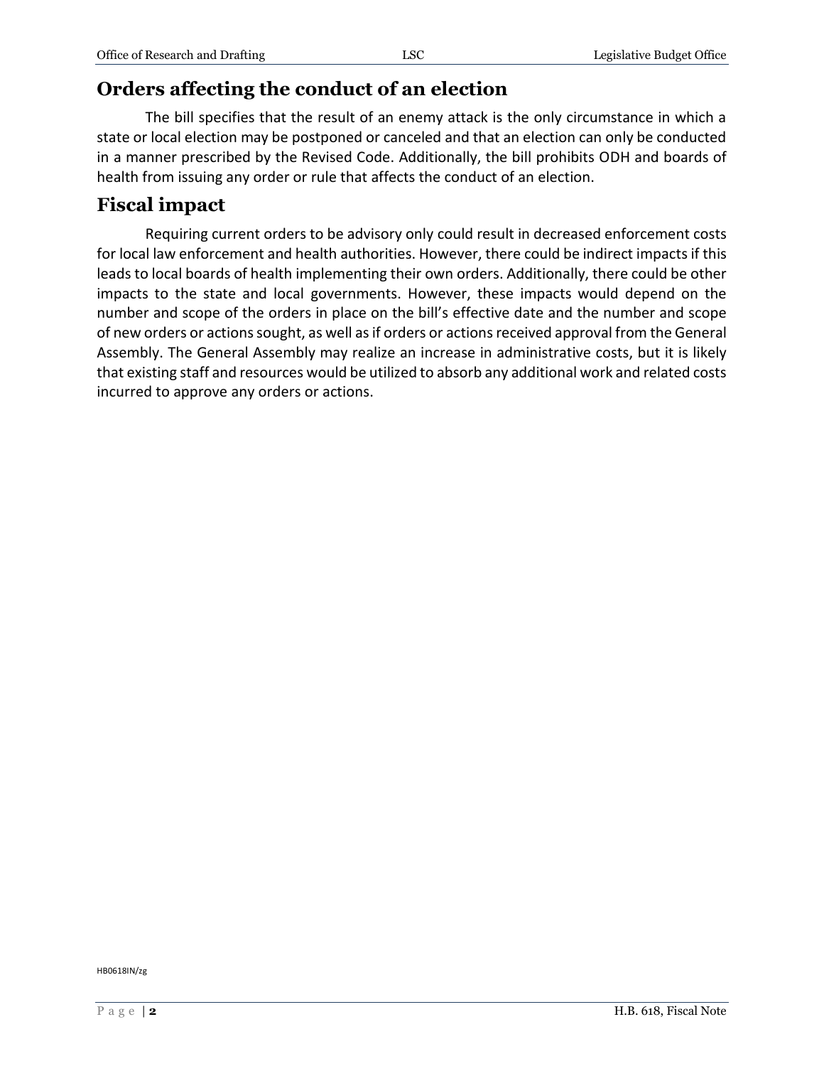## Orders affecting the conduct of an election

The bill specifies that the result of an enemy attack is the only circumstance in which a state or local election may be postponed or canceled and that an election can only be conducted in a manner prescribed by the Revised Code. Additionally, the bill prohibits ODH and boards of health from issuing any order or rule that affects the conduct of an election.

## Fiscal impact

Requiring current orders to be advisory only could result in decreased enforcement costs for local law enforcement and health authorities. However, there could be indirect impacts if this leads to local boards of health implementing their own orders. Additionally, there could be other impacts to the state and local governments. However, these impacts would depend on the number and scope of the orders in place on the bill's effective date and the number and scope of new orders or actions sought, as well as if orders or actions received approval from the General Assembly. The General Assembly may realize an increase in administrative costs, but it is likely that existing staff and resources would be utilized to absorb any additional work and related costs incurred to approve any orders or actions.

HB0618IN/zg